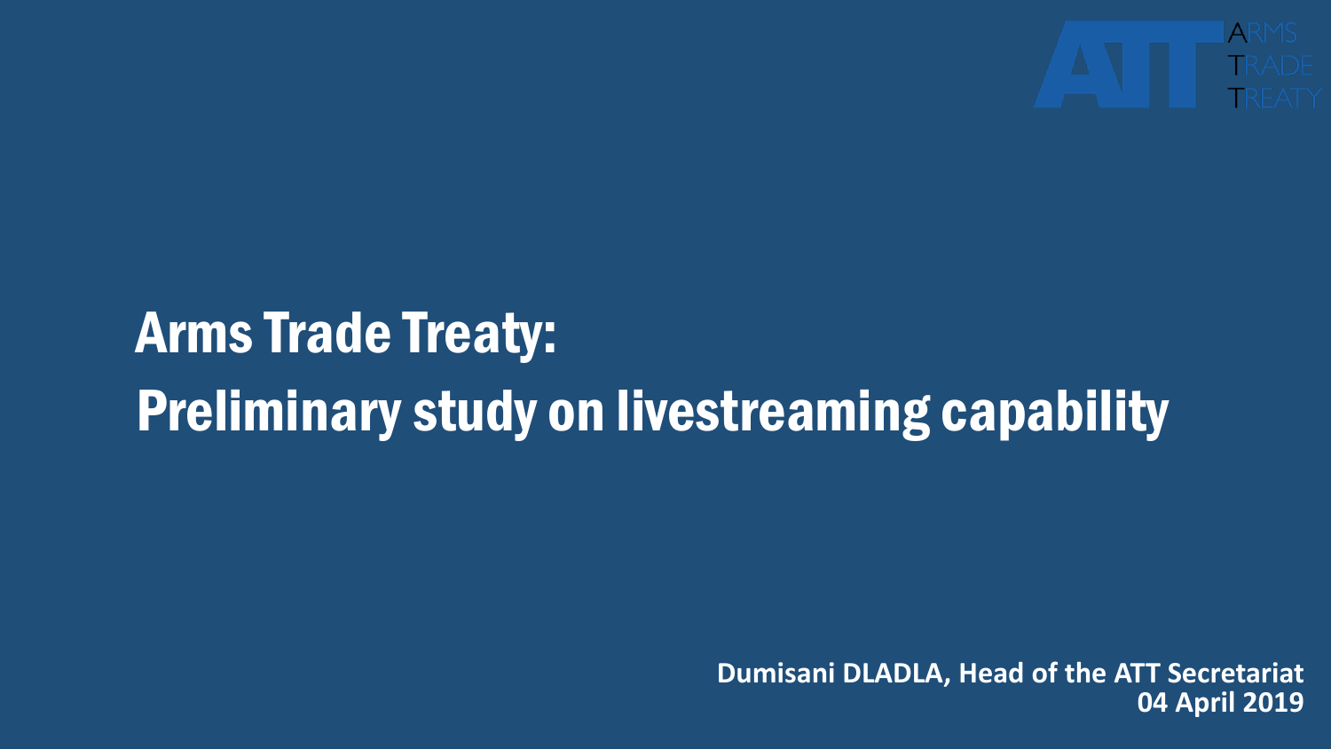ARMS TRADE TREATY

# Arms Trade Treaty: Preliminary study on livestreaming capability

**Dumisani DLADLA, Head of the ATT Secretariat**
**04 April 2019**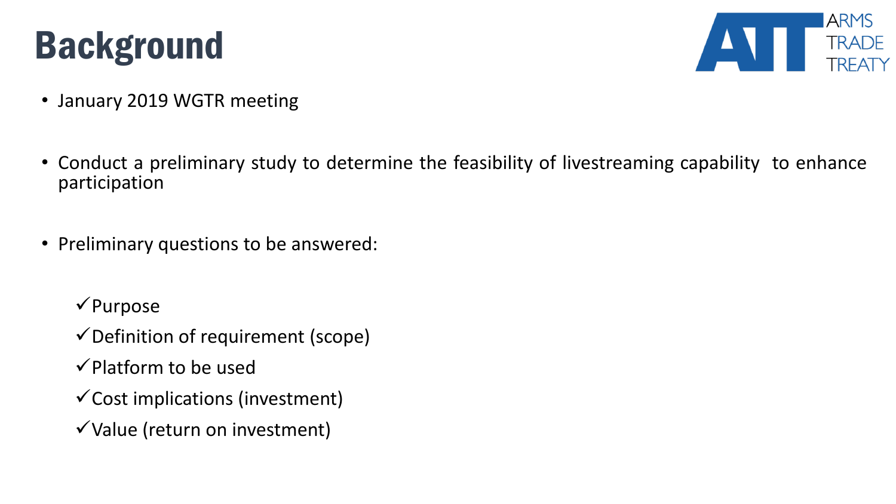# Background

ARMS TRADE TREATY

- January 2019 WGTR meeting
- Conduct a preliminary study to determine the feasibility of livestreaming capability to enhance participation
- Preliminary questions to be answered:
  - ✓ Purpose
  - ✓ Definition of requirement (scope)
  - ✓ Platform to be used
  - ✓ Cost implications (investment)
  - ✓ Value (return on investment)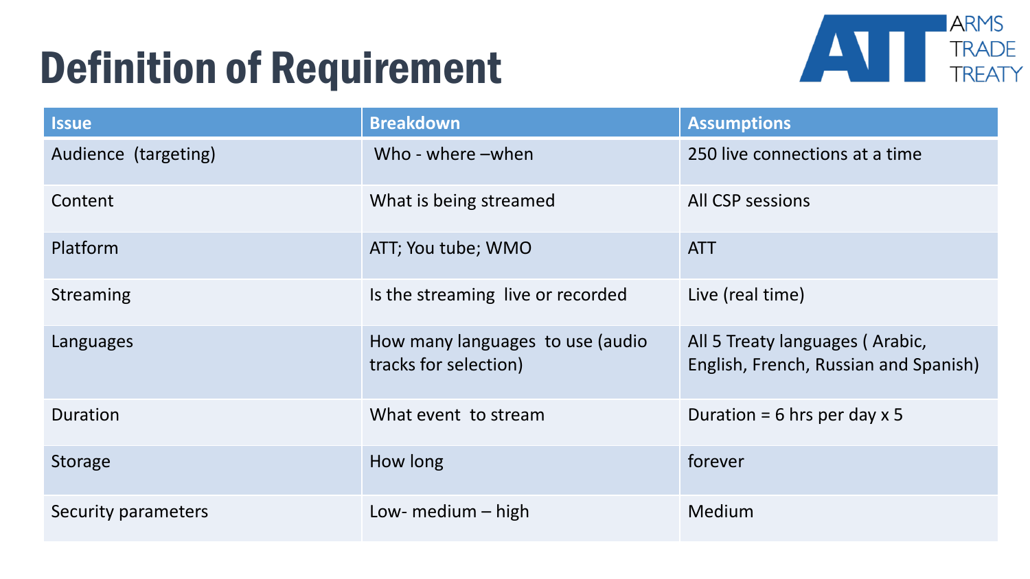# Definition of Requirement

| Issue | Breakdown | Assumptions |
| --- | --- | --- |
| Audience (targeting) | Who - where –when | 250 live connections at a time |
| Content | What is being streamed | All CSP sessions |
| Platform | ATT; You tube; WMO | ATT |
| Streaming | Is the streaming live or recorded | Live (real time) |
| Languages | How many languages to use (audio tracks for selection) | All 5 Treaty languages ( Arabic, English, French, Russian and Spanish) |
| Duration | What event to stream | Duration = 6 hrs per day x 5 |
| Storage | How long | forever |
| Security parameters | Low- medium – high | Medium |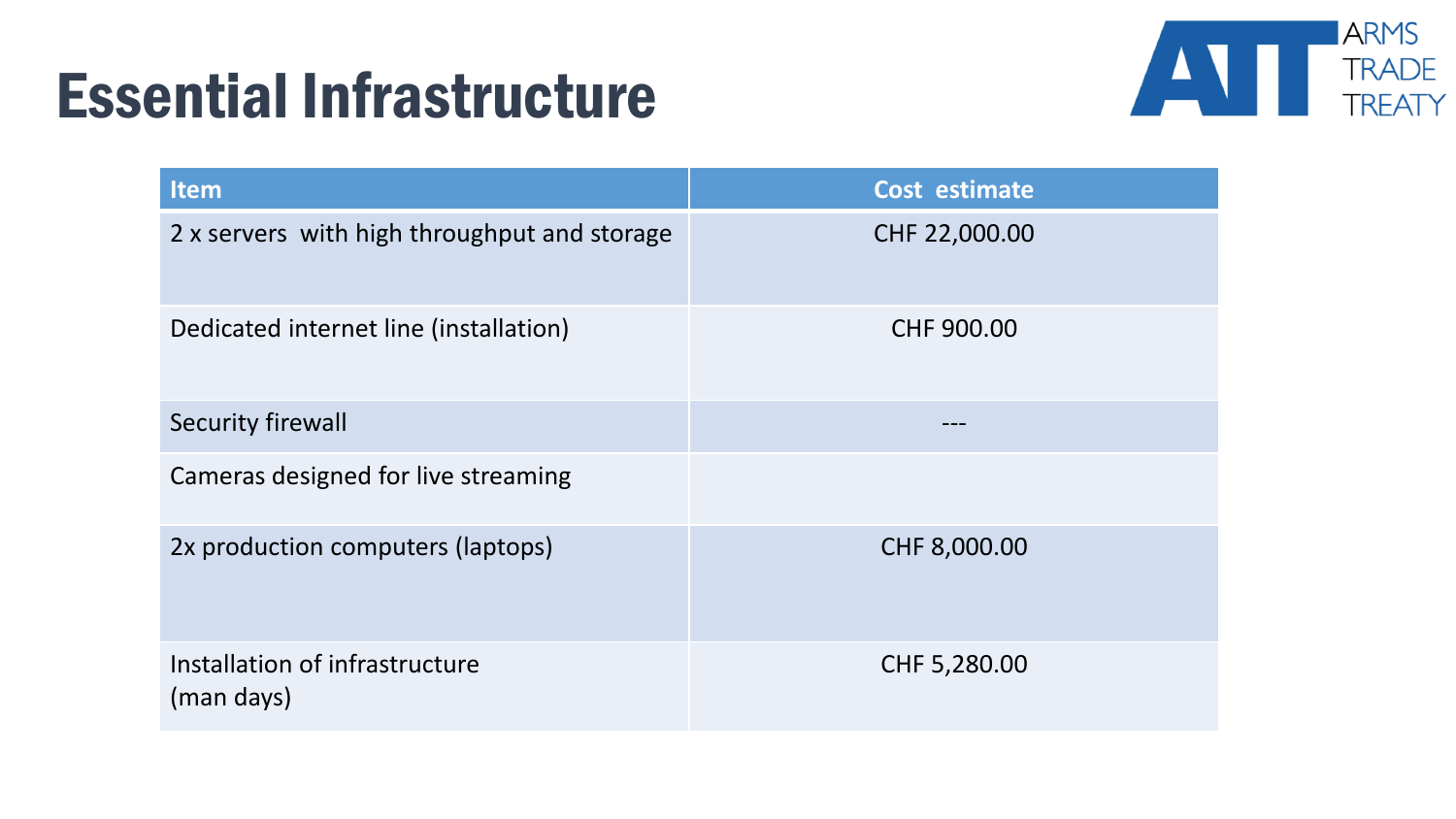# Essential Infrastructure

| Item | Cost estimate |
| --- | --- |
| 2 x servers with high throughput and storage | CHF 22,000.00 |
| Dedicated internet line (installation) | CHF 900.00 |
| Security firewall | --- |
| Cameras designed for live streaming | |
| 2x production computers (laptops) | CHF 8,000.00 |
| Installation of infrastructure (man days) | CHF 5,280.00 |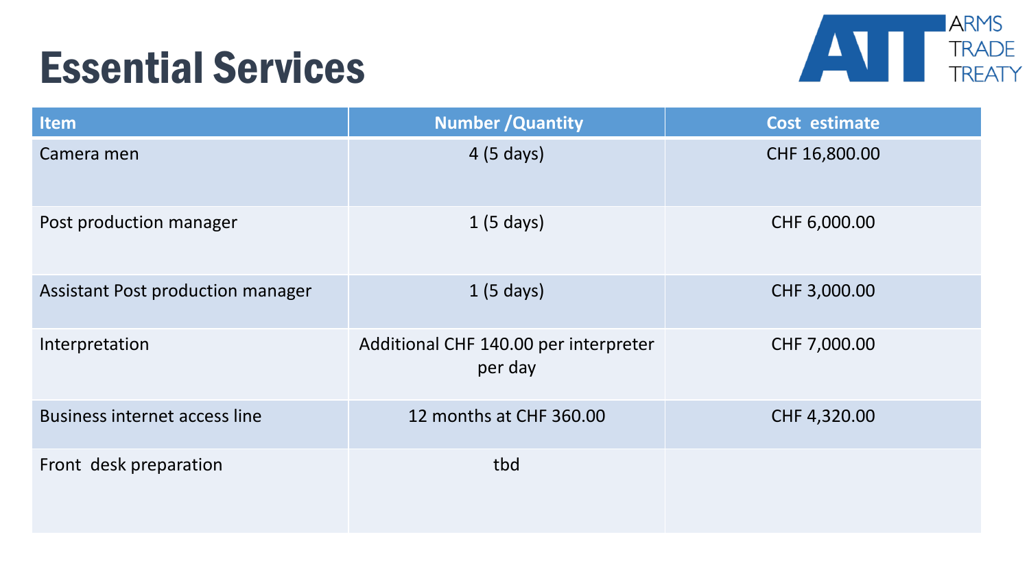# Essential Services

| Item | Number /Quantity | Cost estimate |
| --- | --- | --- |
| Camera men | 4 (5 days) | CHF 16,800.00 |
| Post production manager | 1 (5 days) | CHF 6,000.00 |
| Assistant Post production manager | 1 (5 days) | CHF 3,000.00 |
| Interpretation | Additional CHF 140.00 per interpreter per day | CHF 7,000.00 |
| Business internet access line | 12 months at CHF 360.00 | CHF 4,320.00 |
| Front desk preparation | tbd | |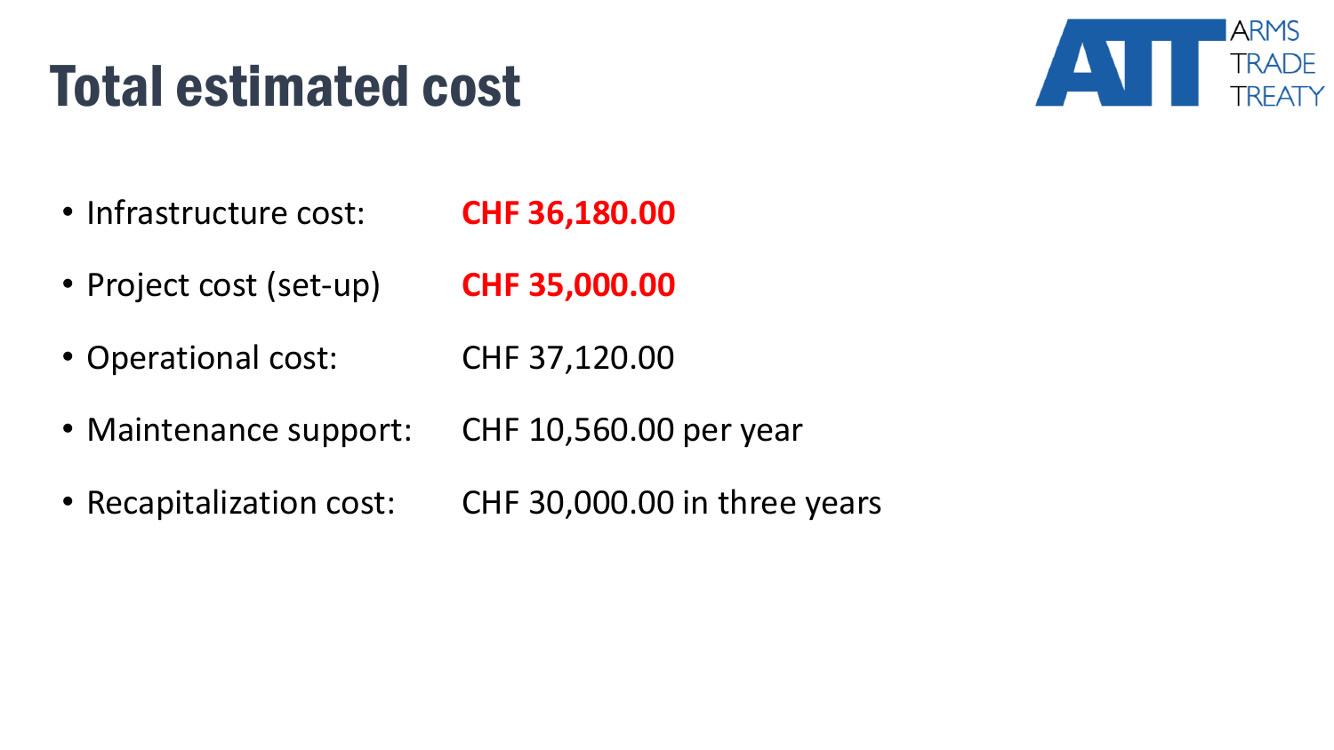# Total estimated cost

ARMS TRADE TREATY

- Infrastructure cost: **CHF 36,180.00**
- Project cost (set-up) **CHF 35,000.00**
- Operational cost: CHF 37,120.00
- Maintenance support: CHF 10,560.00 per year
- Recapitalization cost: CHF 30,000.00 in three years